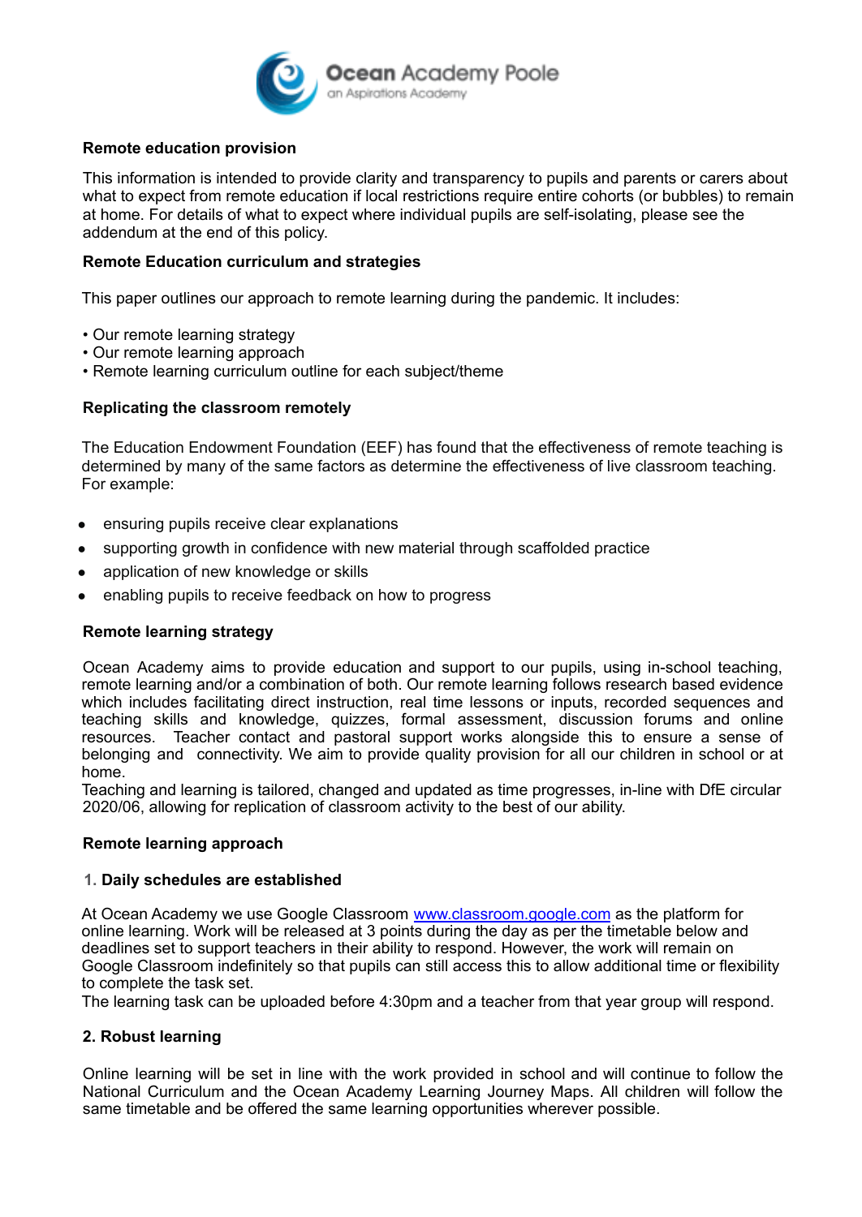**Ocean Academy Poole**
an Aspirations Academy

## Remote education provision

This information is intended to provide clarity and transparency to pupils and parents or carers about what to expect from remote education if local restrictions require entire cohorts (or bubbles) to remain at home. For details of what to expect where individual pupils are self-isolating, please see the addendum at the end of this policy.

## Remote Education curriculum and strategies

This paper outlines our approach to remote learning during the pandemic. It includes:

- Our remote learning strategy
- Our remote learning approach
- Remote learning curriculum outline for each subject/theme

## Replicating the classroom remotely

The Education Endowment Foundation (EEF) has found that the effectiveness of remote teaching is determined by many of the same factors as determine the effectiveness of live classroom teaching. For example:

- ensuring pupils receive clear explanations
- supporting growth in confidence with new material through scaffolded practice
- application of new knowledge or skills
- enabling pupils to receive feedback on how to progress

## Remote learning strategy

Ocean Academy aims to provide education and support to our pupils, using in-school teaching, remote learning and/or a combination of both. Our remote learning follows research based evidence which includes facilitating direct instruction, real time lessons or inputs, recorded sequences and teaching skills and knowledge, quizzes, formal assessment, discussion forums and online resources. Teacher contact and pastoral support works alongside this to ensure a sense of belonging and connectivity. We aim to provide quality provision for all our children in school or at home.
Teaching and learning is tailored, changed and updated as time progresses, in-line with DfE circular 2020/06, allowing for replication of classroom activity to the best of our ability.

## Remote learning approach

### 1. Daily schedules are established

At Ocean Academy we use Google Classroom [www.classroom.google.com](http://www.classroom.google.com) as the platform for online learning. Work will be released at 3 points during the day as per the timetable below and deadlines set to support teachers in their ability to respond. However, the work will remain on Google Classroom indefinitely so that pupils can still access this to allow additional time or flexibility to complete the task set.
The learning task can be uploaded before 4:30pm and a teacher from that year group will respond.

### 2. Robust learning

Online learning will be set in line with the work provided in school and will continue to follow the National Curriculum and the Ocean Academy Learning Journey Maps. All children will follow the same timetable and be offered the same learning opportunities wherever possible.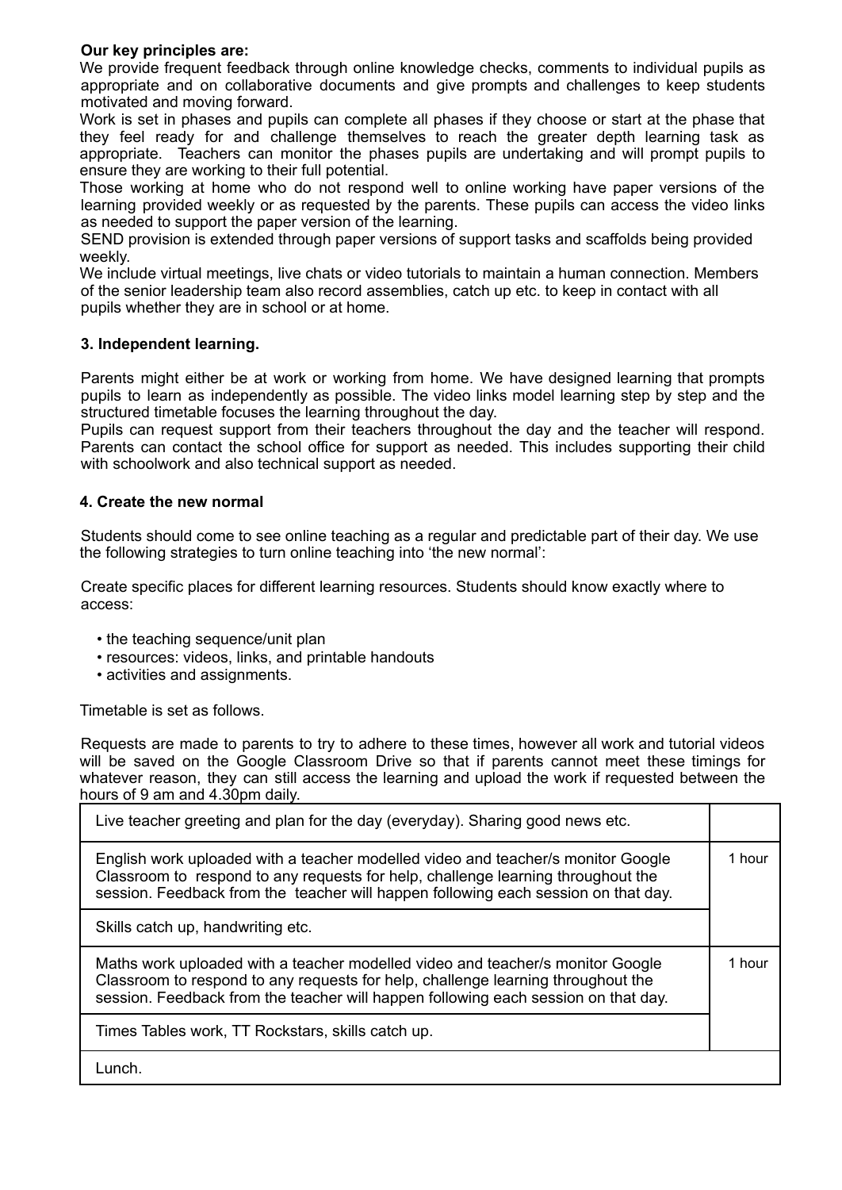**Our key principles are:**

We provide frequent feedback through online knowledge checks, comments to individual pupils as appropriate and on collaborative documents and give prompts and challenges to keep students motivated and moving forward.

Work is set in phases and pupils can complete all phases if they choose or start at the phase that they feel ready for and challenge themselves to reach the greater depth learning task as appropriate. Teachers can monitor the phases pupils are undertaking and will prompt pupils to ensure they are working to their full potential.

Those working at home who do not respond well to online working have paper versions of the learning provided weekly or as requested by the parents. These pupils can access the video links as needed to support the paper version of the learning.

SEND provision is extended through paper versions of support tasks and scaffolds being provided weekly.

We include virtual meetings, live chats or video tutorials to maintain a human connection. Members of the senior leadership team also record assemblies, catch up etc. to keep in contact with all pupils whether they are in school or at home.

### 3. Independent learning.

Parents might either be at work or working from home. We have designed learning that prompts pupils to learn as independently as possible. The video links model learning step by step and the structured timetable focuses the learning throughout the day.

Pupils can request support from their teachers throughout the day and the teacher will respond. Parents can contact the school office for support as needed. This includes supporting their child with schoolwork and also technical support as needed.

### 4. Create the new normal

Students should come to see online teaching as a regular and predictable part of their day. We use the following strategies to turn online teaching into 'the new normal':

Create specific places for different learning resources. Students should know exactly where to access:

- the teaching sequence/unit plan
- resources: videos, links, and printable handouts
- activities and assignments.

Timetable is set as follows.

Requests are made to parents to try to adhere to these times, however all work and tutorial videos will be saved on the Google Classroom Drive so that if parents cannot meet these timings for whatever reason, they can still access the learning and upload the work if requested between the hours of 9 am and 4.30pm daily.

| | |
|---|---|
| Live teacher greeting and plan for the day (everyday). Sharing good news etc. | |
| English work uploaded with a teacher modelled video and teacher/s monitor Google Classroom to respond to any requests for help, challenge learning throughout the session. Feedback from the teacher will happen following each session on that day. | 1 hour |
| Skills catch up, handwriting etc. | |
| Maths work uploaded with a teacher modelled video and teacher/s monitor Google Classroom to respond to any requests for help, challenge learning throughout the session. Feedback from the teacher will happen following each session on that day. | 1 hour |
| Times Tables work, TT Rockstars, skills catch up. | |
| Lunch. | |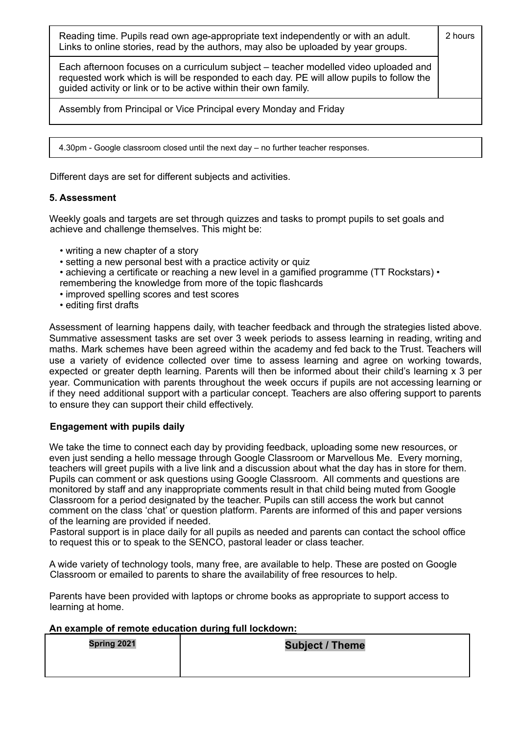| | |
|---|---|
| Reading time. Pupils read own age-appropriate text independently or with an adult. Links to online stories, read by the authors, may also be uploaded by year groups. | 2 hours |
| Each afternoon focuses on a curriculum subject – teacher modelled video uploaded and requested work which is will be responded to each day. PE will allow pupils to follow the guided activity or link or to be active within their own family. | |
| Assembly from Principal or Vice Principal every Monday and Friday | |

| |
|---|
| 4.30pm - Google classroom closed until the next day – no further teacher responses. |

Different days are set for different subjects and activities.

**5. Assessment**

Weekly goals and targets are set through quizzes and tasks to prompt pupils to set goals and achieve and challenge themselves. This might be:

- writing a new chapter of a story
- setting a new personal best with a practice activity or quiz
- achieving a certificate or reaching a new level in a gamified programme (TT Rockstars) • remembering the knowledge from more of the topic flashcards
- improved spelling scores and test scores
- editing first drafts

Assessment of learning happens daily, with teacher feedback and through the strategies listed above. Summative assessment tasks are set over 3 week periods to assess learning in reading, writing and maths. Mark schemes have been agreed within the academy and fed back to the Trust. Teachers will use a variety of evidence collected over time to assess learning and agree on working towards, expected or greater depth learning. Parents will then be informed about their child's learning x 3 per year. Communication with parents throughout the week occurs if pupils are not accessing learning or if they need additional support with a particular concept. Teachers are also offering support to parents to ensure they can support their child effectively.

**Engagement with pupils daily**

We take the time to connect each day by providing feedback, uploading some new resources, or even just sending a hello message through Google Classroom or Marvellous Me. Every morning, teachers will greet pupils with a live link and a discussion about what the day has in store for them. Pupils can comment or ask questions using Google Classroom. All comments and questions are monitored by staff and any inappropriate comments result in that child being muted from Google Classroom for a period designated by the teacher. Pupils can still access the work but cannot comment on the class 'chat' or question platform. Parents are informed of this and paper versions of the learning are provided if needed.

Pastoral support is in place daily for all pupils as needed and parents can contact the school office to request this or to speak to the SENCO, pastoral leader or class teacher.

A wide variety of technology tools, many free, are available to help. These are posted on Google Classroom or emailed to parents to share the availability of free resources to help.

Parents have been provided with laptops or chrome books as appropriate to support access to learning at home.

**An example of remote education during full lockdown:**

| **Spring 2021** | **Subject / Theme** |
|---|---|
| | |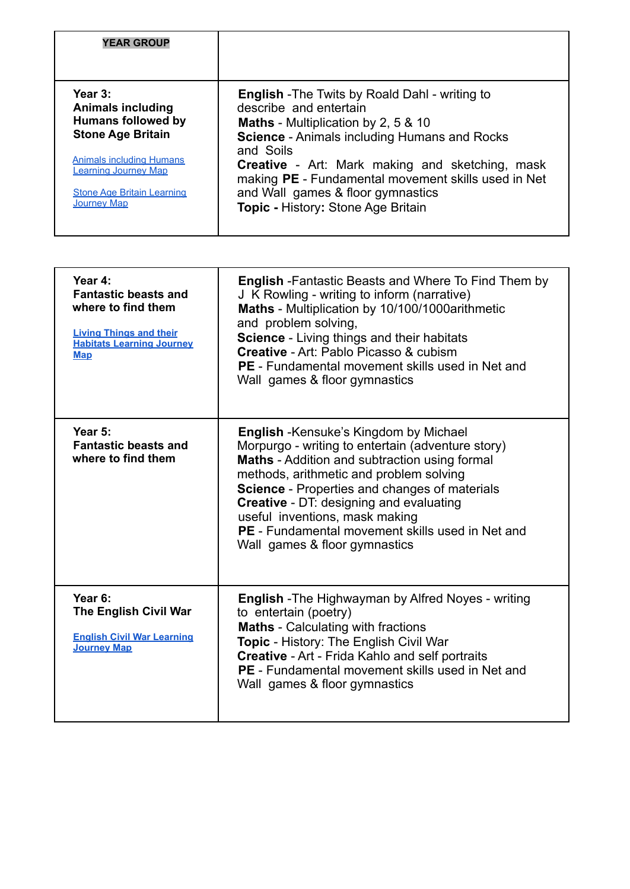| YEAR GROUP | |
|---|---|
| **Year 3: Animals including Humans followed by Stone Age Britain**<br><br>Animals including Humans Learning Journey Map<br><br>Stone Age Britain Learning Journey Map | **English** -The Twits by Roald Dahl - writing to describe and entertain<br>**Maths** - Multiplication by 2, 5 & 10<br>**Science** - Animals including Humans and Rocks and Soils<br>**Creative** - Art: Mark making and sketching, mask making **PE** - Fundamental movement skills used in Net and Wall games & floor gymnastics<br>**Topic - History:** Stone Age Britain |

| | |
|---|---|
| **Year 4: Fantastic beasts and where to find them**<br><br>**Living Things and their Habitats Learning Journey Map** | **English** -Fantastic Beasts and Where To Find Them by J K Rowling - writing to inform (narrative)<br>**Maths** - Multiplication by 10/100/1000arithmetic and problem solving,<br>**Science** - Living things and their habitats<br>**Creative** - Art: Pablo Picasso & cubism<br>**PE** - Fundamental movement skills used in Net and Wall games & floor gymnastics |
| **Year 5: Fantastic beasts and where to find them** | **English** -Kensuke's Kingdom by Michael Morpurgo - writing to entertain (adventure story)<br>**Maths** - Addition and subtraction using formal methods, arithmetic and problem solving<br>**Science** - Properties and changes of materials<br>**Creative** - DT: designing and evaluating useful inventions, mask making<br>**PE** - Fundamental movement skills used in Net and Wall games & floor gymnastics |
| **Year 6: The English Civil War**<br><br>**English Civil War Learning Journey Map** | **English** -The Highwayman by Alfred Noyes - writing to entertain (poetry)<br>**Maths** - Calculating with fractions<br>**Topic** - History: The English Civil War<br>**Creative** - Art - Frida Kahlo and self portraits<br>**PE** - Fundamental movement skills used in Net and Wall games & floor gymnastics |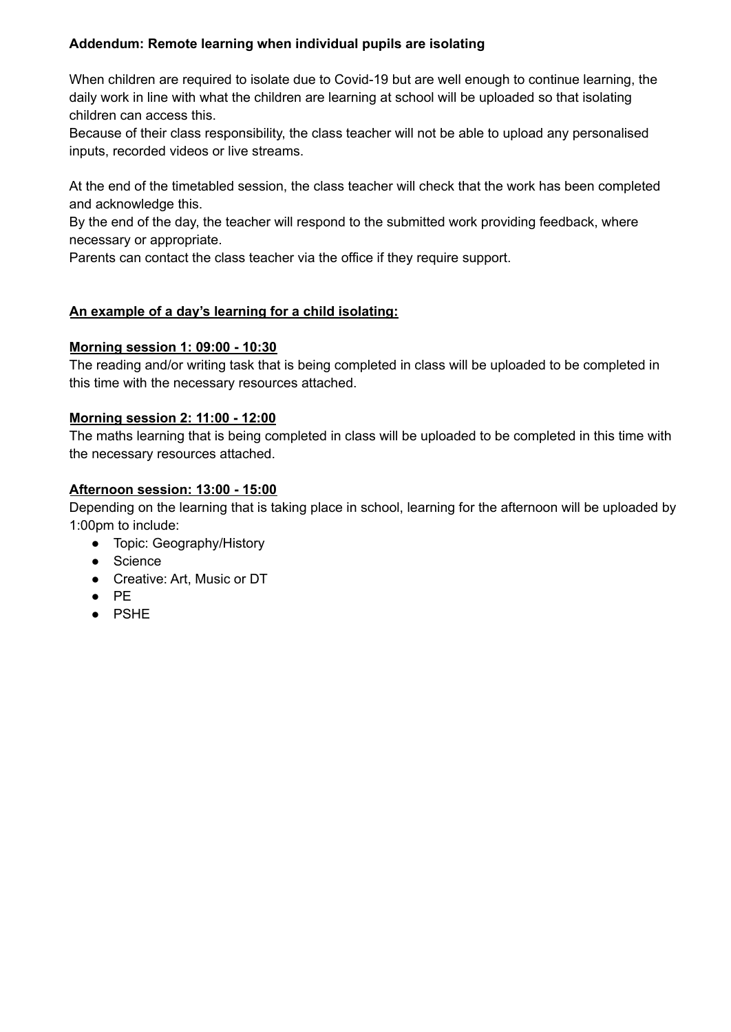**Addendum: Remote learning when individual pupils are isolating**

When children are required to isolate due to Covid-19 but are well enough to continue learning, the daily work in line with what the children are learning at school will be uploaded so that isolating children can access this.
Because of their class responsibility, the class teacher will not be able to upload any personalised inputs, recorded videos or live streams.

At the end of the timetabled session, the class teacher will check that the work has been completed and acknowledge this.
By the end of the day, the teacher will respond to the submitted work providing feedback, where necessary or appropriate.
Parents can contact the class teacher via the office if they require support.

**An example of a day's learning for a child isolating:**

**Morning session 1: 09:00 - 10:30**
The reading and/or writing task that is being completed in class will be uploaded to be completed in this time with the necessary resources attached.

**Morning session 2: 11:00 - 12:00**
The maths learning that is being completed in class will be uploaded to be completed in this time with the necessary resources attached.

**Afternoon session: 13:00 - 15:00**
Depending on the learning that is taking place in school, learning for the afternoon will be uploaded by 1:00pm to include:

- Topic: Geography/History
- Science
- Creative: Art, Music or DT
- PE
- PSHE